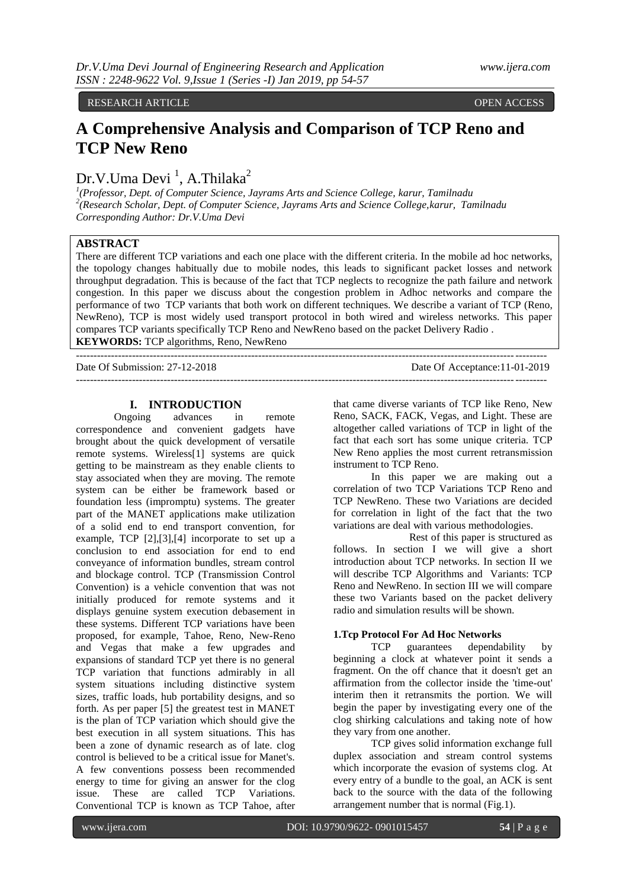RESEARCH ARTICLE OPEN ACCESS

# A Comprehensive Analysis and Comparison of TCP Reno and TCP New Reno

Dr.V.Uma Devi [1], A.Thilaka[2]

[1](Professor, Dept. of Computer Science, Jayrams Arts and Science College, karur, Tamilnadu
[2](Research Scholar, Dept. of Computer Science, Jayrams Arts and Science College,karur, Tamilnadu
*Corresponding Author: Dr.V.Uma Devi*

## ABSTRACT

There are different TCP variations and each one place with the different criteria. In the mobile ad hoc networks, the topology changes habitually due to mobile nodes, this leads to significant packet losses and network throughput degradation. This is because of the fact that TCP neglects to recognize the path failure and network congestion. In this paper we discuss about the congestion problem in Adhoc networks and compare the performance of two TCP variants that both work on different techniques. We describe a variant of TCP (Reno, NewReno), TCP is most widely used transport protocol in both wired and wireless networks. This paper compares TCP variants specifically TCP Reno and NewReno based on the packet Delivery Radio .

**KEYWORDS:** TCP algorithms, Reno, NewReno

Date Of Submission: 27-12-2018 Date Of Acceptance:11-01-2019

## I. INTRODUCTION

Ongoing advances in remote correspondence and convenient gadgets have brought about the quick development of versatile remote systems. Wireless[1] systems are quick getting to be mainstream as they enable clients to stay associated when they are moving. The remote system can be either be framework based or foundation less (impromptu) systems. The greater part of the MANET applications make utilization of a solid end to end transport convention, for example, TCP [2],[3],[4] incorporate to set up a conclusion to end association for end to end conveyance of information bundles, stream control and blockage control. TCP (Transmission Control Convention) is a vehicle convention that was not initially produced for remote systems and it displays genuine system execution debasement in these systems. Different TCP variations have been proposed, for example, Tahoe, Reno, New-Reno and Vegas that make a few upgrades and expansions of standard TCP yet there is no general TCP variation that functions admirably in all system situations including distinctive system sizes, traffic loads, hub portability designs, and so forth. As per paper [5] the greatest test in MANET is the plan of TCP variation which should give the best execution in all system situations. This has been a zone of dynamic research as of late. clog control is believed to be a critical issue for Manet's. A few conventions possess been recommended energy to time for giving an answer for the clog issue. These are called TCP Variations. Conventional TCP is known as TCP Tahoe, after that came diverse variants of TCP like Reno, New Reno, SACK, FACK, Vegas, and Light. These are altogether called variations of TCP in light of the fact that each sort has some unique criteria. TCP New Reno applies the most current retransmission instrument to TCP Reno.

In this paper we are making out a correlation of two TCP Variations TCP Reno and TCP NewReno. These two Variations are decided for correlation in light of the fact that the two variations are deal with various methodologies.

Rest of this paper is structured as follows. In section I we will give a short introduction about TCP networks. In section II we will describe TCP Algorithms and Variants: TCP Reno and NewReno. In section III we will compare these two Variants based on the packet delivery radio and simulation results will be shown.

### 1.Tcp Protocol For Ad Hoc Networks

TCP guarantees dependability by beginning a clock at whatever point it sends a fragment. On the off chance that it doesn't get an affirmation from the collector inside the 'time-out' interim then it retransmits the portion. We will begin the paper by investigating every one of the clog shirking calculations and taking note of how they vary from one another.

TCP gives solid information exchange full duplex association and stream control systems which incorporate the evasion of systems clog. At every entry of a bundle to the goal, an ACK is sent back to the source with the data of the following arrangement number that is normal (Fig.1).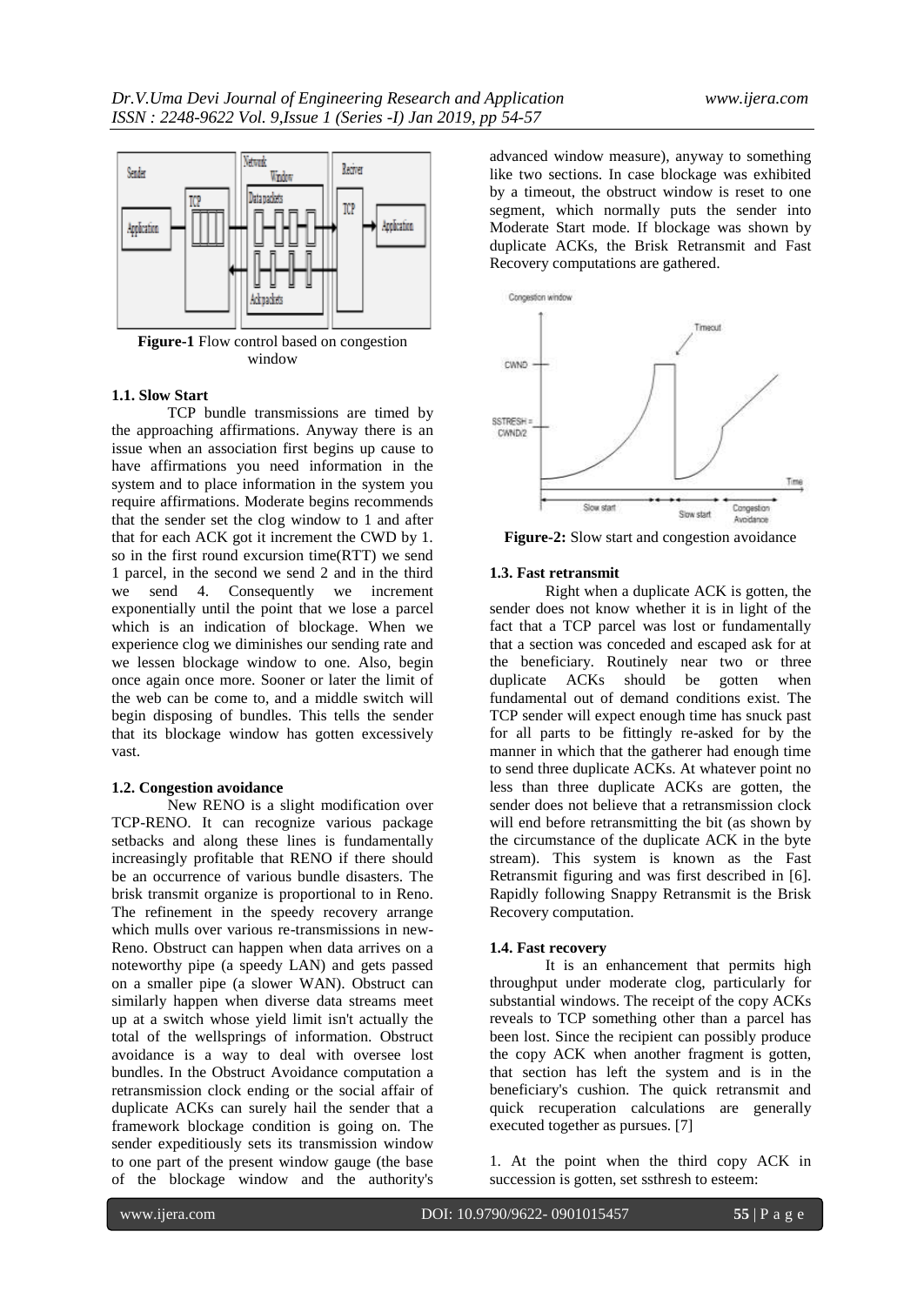**Figure-1** Flow control based on congestion window

### 1.1. Slow Start

TCP bundle transmissions are timed by the approaching affirmations. Anyway there is an issue when an association first begins up cause to have affirmations you need information in the system and to place information in the system you require affirmations. Moderate begins recommends that the sender set the clog window to 1 and after that for each ACK got it increment the CWD by 1. so in the first round excursion time(RTT) we send 1 parcel, in the second we send 2 and in the third we send 4. Consequently we increment exponentially until the point that we lose a parcel which is an indication of blockage. When we experience clog we diminishes our sending rate and we lessen blockage window to one. Also, begin once again once more. Sooner or later the limit of the web can be come to, and a middle switch will begin disposing of bundles. This tells the sender that its blockage window has gotten excessively vast.

### 1.2. Congestion avoidance

New RENO is a slight modification over TCP-RENO. It can recognize various package setbacks and along these lines is fundamentally increasingly profitable that RENO if there should be an occurrence of various bundle disasters. The brisk transmit organize is proportional to in Reno. The refinement in the speedy recovery arrange which mulls over various re-transmissions in new-Reno. Obstruct can happen when data arrives on a noteworthy pipe (a speedy LAN) and gets passed on a smaller pipe (a slower WAN). Obstruct can similarly happen when diverse data streams meet up at a switch whose yield limit isn't actually the total of the wellsprings of information. Obstruct avoidance is a way to deal with oversee lost bundles. In the Obstruct Avoidance computation a retransmission clock ending or the social affair of duplicate ACKs can surely hail the sender that a framework blockage condition is going on. The sender expeditiously sets its transmission window to one part of the present window gauge (the base of the blockage window and the authority's advanced window measure), anyway to something like two sections. In case blockage was exhibited by a timeout, the obstruct window is reset to one segment, which normally puts the sender into Moderate Start mode. If blockage was shown by duplicate ACKs, the Brisk Retransmit and Fast Recovery computations are gathered.

**Figure-2:** Slow start and congestion avoidance

### 1.3. Fast retransmit

Right when a duplicate ACK is gotten, the sender does not know whether it is in light of the fact that a TCP parcel was lost or fundamentally that a section was conceded and escaped ask for at the beneficiary. Routinely near two or three duplicate ACKs should be gotten when fundamental out of demand conditions exist. The TCP sender will expect enough time has snuck past for all parts to be fittingly re-asked for by the manner in which that the gatherer had enough time to send three duplicate ACKs. At whatever point no less than three duplicate ACKs are gotten, the sender does not believe that a retransmission clock will end before retransmitting the bit (as shown by the circumstance of the duplicate ACK in the byte stream). This system is known as the Fast Retransmit figuring and was first described in [6]. Rapidly following Snappy Retransmit is the Brisk Recovery computation.

### 1.4. Fast recovery

It is an enhancement that permits high throughput under moderate clog, particularly for substantial windows. The receipt of the copy ACKs reveals to TCP something other than a parcel has been lost. Since the recipient can possibly produce the copy ACK when another fragment is gotten, that section has left the system and is in the beneficiary's cushion. The quick retransmit and quick recuperation calculations are generally executed together as pursues. [7]

1. At the point when the third copy ACK in succession is gotten, set ssthresh to esteem: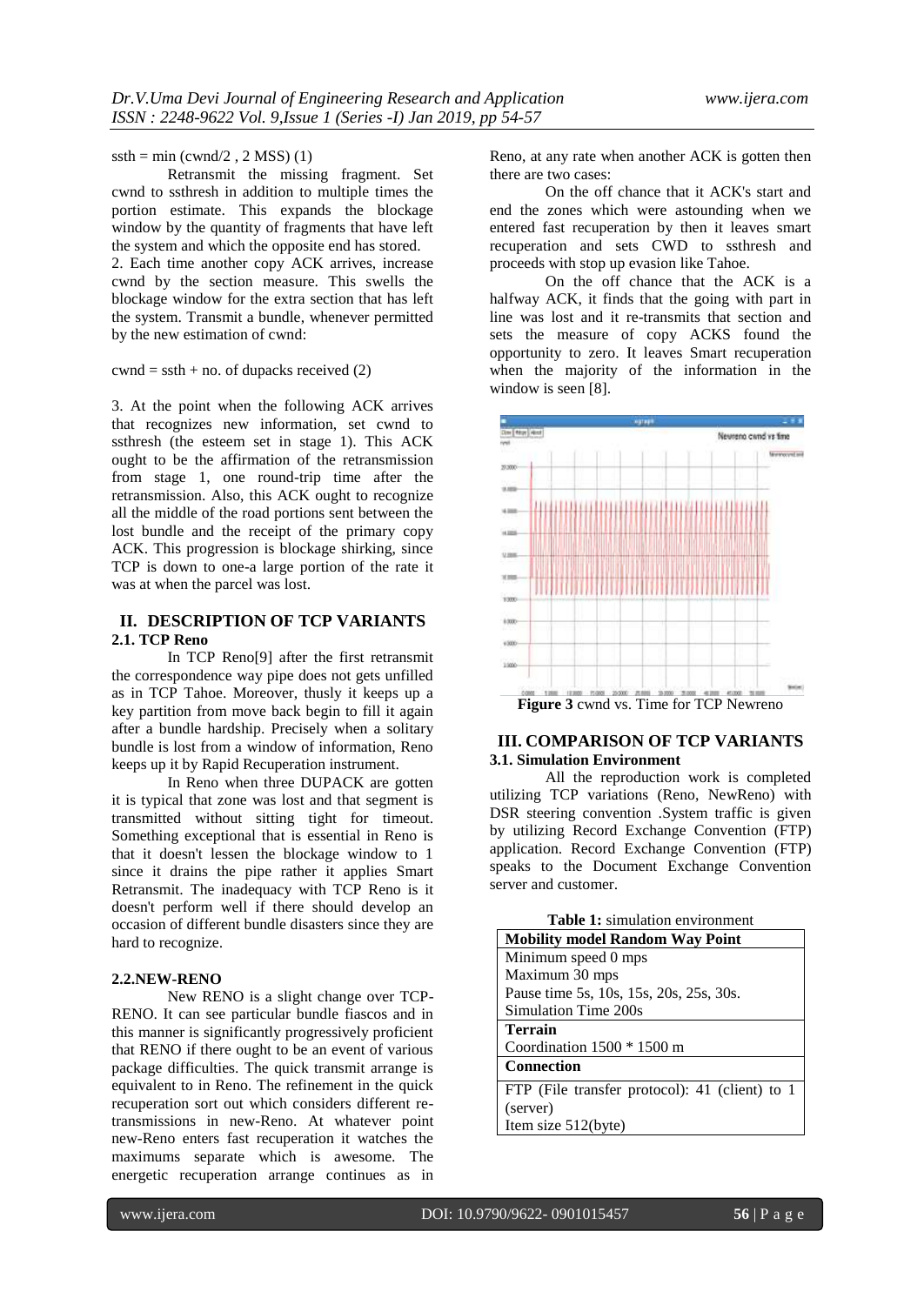ssth = min (cwnd/2 , 2 MSS) (1)

Retransmit the missing fragment. Set cwnd to ssthresh in addition to multiple times the portion estimate. This expands the blockage window by the quantity of fragments that have left the system and which the opposite end has stored.

2. Each time another copy ACK arrives, increase cwnd by the section measure. This swells the blockage window for the extra section that has left the system. Transmit a bundle, whenever permitted by the new estimation of cwnd:

cwnd = ssth + no. of dupacks received (2)

3. At the point when the following ACK arrives that recognizes new information, set cwnd to ssthresh (the esteem set in stage 1). This ACK ought to be the affirmation of the retransmission from stage 1, one round-trip time after the retransmission. Also, this ACK ought to recognize all the middle of the road portions sent between the lost bundle and the receipt of the primary copy ACK. This progression is blockage shirking, since TCP is down to one-a large portion of the rate it was at when the parcel was lost.

## II. DESCRIPTION OF TCP VARIANTS

### 2.1. TCP Reno

In TCP Reno[9] after the first retransmit the correspondence way pipe does not gets unfilled as in TCP Tahoe. Moreover, thusly it keeps up a key partition from move back begin to fill it again after a bundle hardship. Precisely when a solitary bundle is lost from a window of information, Reno keeps up it by Rapid Recuperation instrument.

In Reno when three DUPACK are gotten it is typical that zone was lost and that segment is transmitted without sitting tight for timeout. Something exceptional that is essential in Reno is that it doesn't lessen the blockage window to 1 since it drains the pipe rather it applies Smart Retransmit. The inadequacy with TCP Reno is it doesn't perform well if there should develop an occasion of different bundle disasters since they are hard to recognize.

### 2.2.NEW-RENO

New RENO is a slight change over TCP-RENO. It can see particular bundle fiascos and in this manner is significantly progressively proficient that RENO if there ought to be an event of various package difficulties. The quick transmit arrange is equivalent to in Reno. The refinement in the quick recuperation sort out which considers different re-transmissions in new-Reno. At whatever point new-Reno enters fast recuperation it watches the maximums separate which is awesome. The energetic recuperation arrange continues as in Reno, at any rate when another ACK is gotten then there are two cases:

On the off chance that it ACK's start and end the zones which were astounding when we entered fast recuperation by then it leaves smart recuperation and sets CWD to ssthresh and proceeds with stop up evasion like Tahoe.

On the off chance that the ACK is a halfway ACK, it finds that the going with part in line was lost and it re-transmits that section and sets the measure of copy ACKS found the opportunity to zero. It leaves Smart recuperation when the majority of the information in the window is seen [8].

**Figure 3** cwnd vs. Time for TCP Newreno

## III. COMPARISON OF TCP VARIANTS

### 3.1. Simulation Environment

All the reproduction work is completed utilizing TCP variations (Reno, NewReno) with DSR steering convention .System traffic is given by utilizing Record Exchange Convention (FTP) application. Record Exchange Convention (FTP) speaks to the Document Exchange Convention server and customer.

**Table 1:** simulation environment

| **Mobility model Random Way Point** |
|---|
| Minimum speed 0 mps<br>Maximum 30 mps<br>Pause time 5s, 10s, 15s, 20s, 25s, 30s.<br>Simulation Time 200s |
| **Terrain**<br>Coordination 1500 * 1500 m |
| **Connection** |
| FTP (File transfer protocol): 41 (client) to 1 (server)<br>Item size 512(byte) |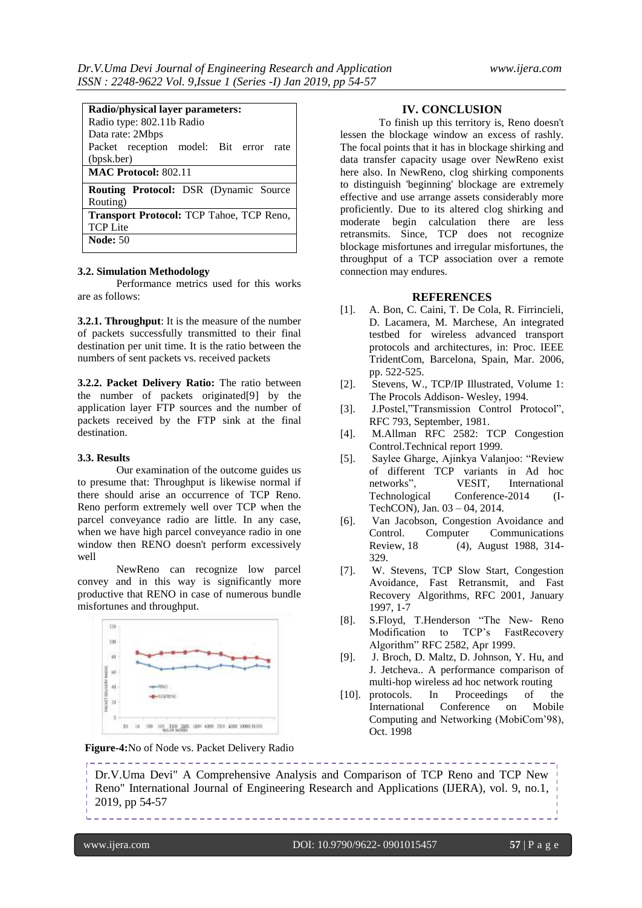| |
|---|
| **Radio/physical layer parameters:**<br>Radio type: 802.11b Radio<br>Data rate: 2Mbps<br>Packet reception model: Bit error rate (bpsk.ber) |
| **MAC Protocol:** 802.11 |
| **Routing Protocol:** DSR (Dynamic Source Routing) |
| **Transport Protocol:** TCP Tahoe, TCP Reno, TCP Lite |
| **Node:** 50 |

### 3.2. Simulation Methodology

Performance metrics used for this works are as follows:

**3.2.1. Throughput**: It is the measure of the number of packets successfully transmitted to their final destination per unit time. It is the ratio between the numbers of sent packets vs. received packets

**3.2.2. Packet Delivery Ratio:** The ratio between the number of packets originated[9] by the application layer FTP sources and the number of packets received by the FTP sink at the final destination.

### 3.3. Results

Our examination of the outcome guides us to presume that: Throughput is likewise normal if there should arise an occurrence of TCP Reno. Reno perform extremely well over TCP when the parcel conveyance radio are little. In any case, when we have high parcel conveyance radio in one window then RENO doesn't perform excessively well

NewReno can recognize low parcel convey and in this way is significantly more productive that RENO in case of numerous bundle misfortunes and throughput.

120
100
80
60
40
20
0
PACKET DELIVERY RADIO
RENO
NEWRENO
10 20 100 500 1000 2500 3000 6000 7000 8000 10000 11000
NO.OF NODES

**Figure-4:**No of Node vs. Packet Delivery Radio

## IV. CONCLUSION

To finish up this territory is, Reno doesn't lessen the blockage window an excess of rashly. The focal points that it has in blockage shirking and data transfer capacity usage over NewReno exist here also. In NewReno, clog shirking components to distinguish 'beginning' blockage are extremely effective and use arrange assets considerably more proficiently. Due to its altered clog shirking and moderate begin calculation there are less retransmits. Since, TCP does not recognize blockage misfortunes and irregular misfortunes, the throughput of a TCP association over a remote connection may endures.

## REFERENCES

[1]. A. Bon, C. Caini, T. De Cola, R. Firrincieli, D. Lacamera, M. Marchese, An integrated testbed for wireless advanced transport protocols and architectures, in: Proc. IEEE TridentCom, Barcelona, Spain, Mar. 2006, pp. 522-525.

[2]. Stevens, W., TCP/IP Illustrated, Volume 1: The Procols Addison- Wesley, 1994.

[3]. J.Postel,"Transmission Control Protocol", RFC 793, September, 1981.

[4]. M.Allman RFC 2582: TCP Congestion Control.Technical report 1999.

[5]. Saylee Gharge, Ajinkya Valanjoo: "Review of different TCP variants in Ad hoc networks", VESIT, International Technological Conference-2014 (I-TechCON), Jan. 03 – 04, 2014.

[6]. Van Jacobson, Congestion Avoidance and Control. Computer Communications Review, 18 (4), August 1988, 314-329.

[7]. W. Stevens, TCP Slow Start, Congestion Avoidance, Fast Retransmit, and Fast Recovery Algorithms, RFC 2001, January 1997, 1-7

[8]. S.Floyd, T.Henderson "The New- Reno Modification to TCP's FastRecovery Algorithm" RFC 2582, Apr 1999.

[9]. J. Broch, D. Maltz, D. Johnson, Y. Hu, and J. Jetcheva.. A performance comparison of multi-hop wireless ad hoc network routing

[10]. protocols. In Proceedings of the International Conference on Mobile Computing and Networking (MobiCom'98), Oct. 1998

---

Dr.V.Uma Devi" A Comprehensive Analysis and Comparison of TCP Reno and TCP New Reno" International Journal of Engineering Research and Applications (IJERA), vol. 9, no.1, 2019, pp 54-57